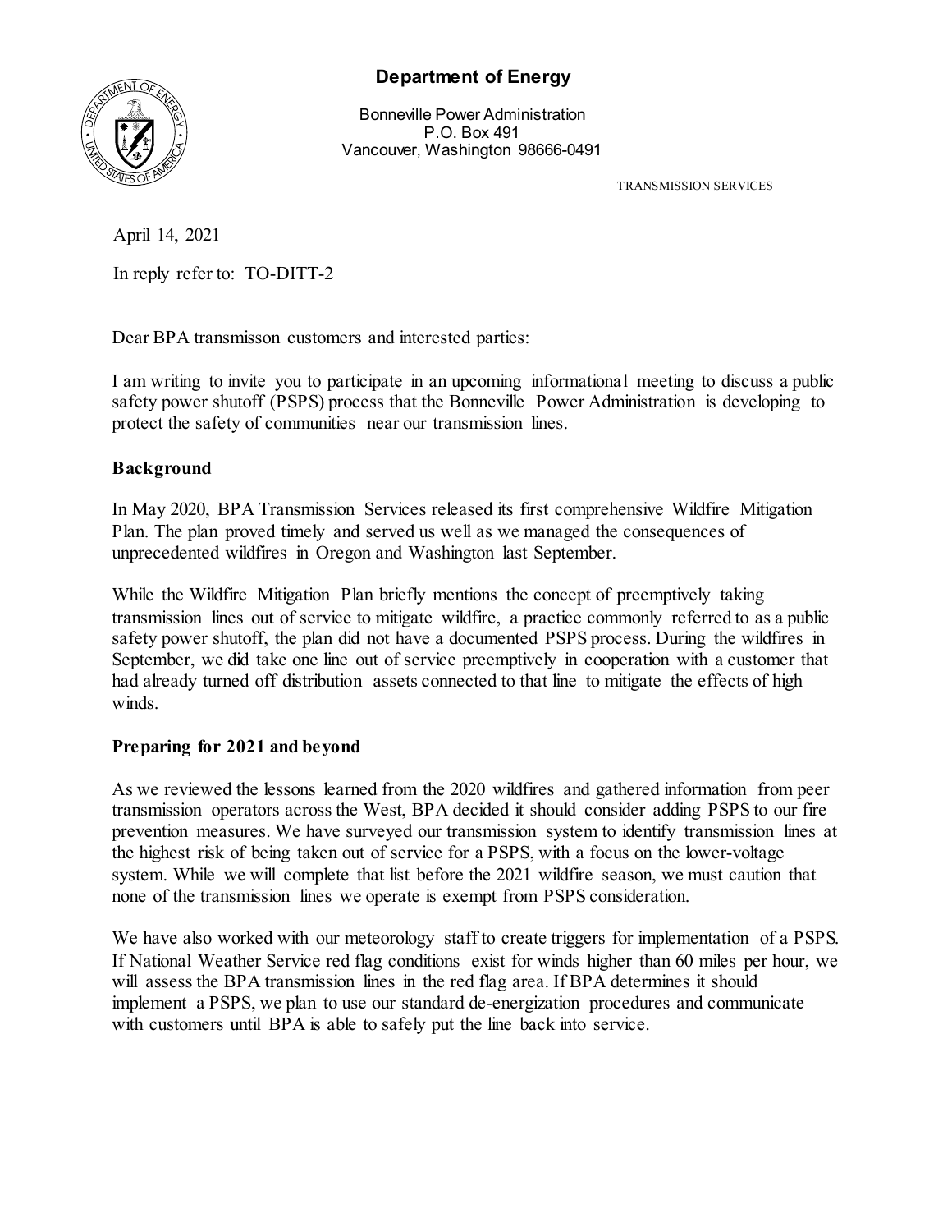**Department of Energy**

Bonneville Power Administration
P.O. Box 491
Vancouver, Washington 98666-0491

TRANSMISSION SERVICES

April 14, 2021

In reply refer to: TO-DITT-2

Dear BPA transmisson customers and interested parties:

I am writing to invite you to participate in an upcoming informational meeting to discuss a public safety power shutoff (PSPS) process that the Bonneville Power Administration is developing to protect the safety of communities near our transmission lines.

**Background**

In May 2020, BPA Transmission Services released its first comprehensive Wildfire Mitigation Plan. The plan proved timely and served us well as we managed the consequences of unprecedented wildfires in Oregon and Washington last September.

While the Wildfire Mitigation Plan briefly mentions the concept of preemptively taking transmission lines out of service to mitigate wildfire, a practice commonly referred to as a public safety power shutoff, the plan did not have a documented PSPS process. During the wildfires in September, we did take one line out of service preemptively in cooperation with a customer that had already turned off distribution assets connected to that line to mitigate the effects of high winds.

**Preparing for 2021 and beyond**

As we reviewed the lessons learned from the 2020 wildfires and gathered information from peer transmission operators across the West, BPA decided it should consider adding PSPS to our fire prevention measures. We have surveyed our transmission system to identify transmission lines at the highest risk of being taken out of service for a PSPS, with a focus on the lower-voltage system. While we will complete that list before the 2021 wildfire season, we must caution that none of the transmission lines we operate is exempt from PSPS consideration.

We have also worked with our meteorology staff to create triggers for implementation of a PSPS. If National Weather Service red flag conditions exist for winds higher than 60 miles per hour, we will assess the BPA transmission lines in the red flag area. If BPA determines it should implement a PSPS, we plan to use our standard de-energization procedures and communicate with customers until BPA is able to safely put the line back into service.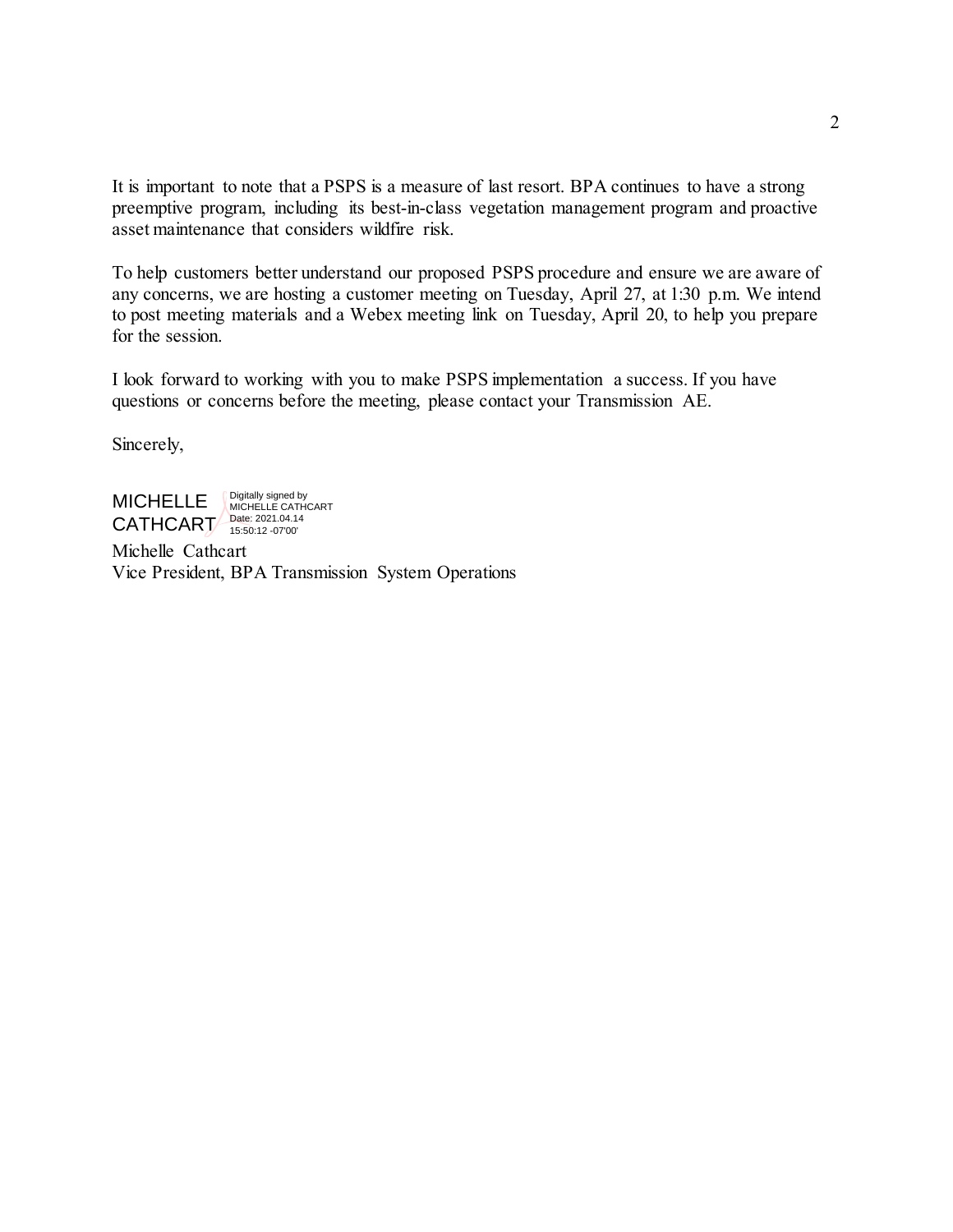It is important to note that a PSPS is a measure of last resort. BPA continues to have a strong preemptive program, including its best-in-class vegetation management program and proactive asset maintenance that considers wildfire risk.

To help customers better understand our proposed PSPS procedure and ensure we are aware of any concerns, we are hosting a customer meeting on Tuesday, April 27, at 1:30 p.m. We intend to post meeting materials and a Webex meeting link on Tuesday, April 20, to help you prepare for the session.

I look forward to working with you to make PSPS implementation a success. If you have questions or concerns before the meeting, please contact your Transmission AE.

Sincerely,

MICHELLE CATHCART
Digitally signed by MICHELLE CATHCART
Date: 2021.04.14 15:50:12 -07'00'

Michelle Cathcart
Vice President, BPA Transmission System Operations